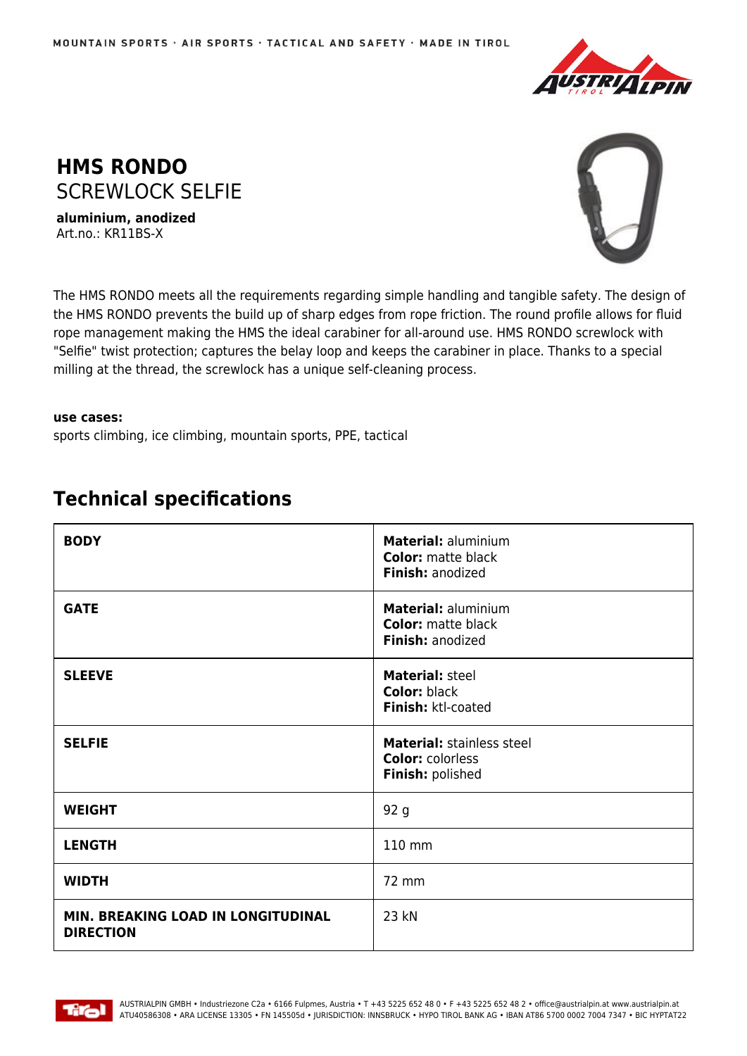MOUNTAIN SPORTS · AIR SPORTS · TACTICAL AND SAFETY · MADE IN TIROL

# HMS RONDO

## SCREWLOCK SELFIE

**aluminium, anodized**
Art.no.: KR11BS-X

The HMS RONDO meets all the requirements regarding simple handling and tangible safety. The design of the HMS RONDO prevents the build up of sharp edges from rope friction. The round profile allows for fluid rope management making the HMS the ideal carabiner for all-around use. HMS RONDO screwlock with "Selfie" twist protection; captures the belay loop and keeps the carabiner in place. Thanks to a special milling at the thread, the screwlock has a unique self-cleaning process.

**use cases:**
sports climbing, ice climbing, mountain sports, PPE, tactical

## Technical specifications

| | |
|---|---|
| **BODY** | **Material:** aluminium<br>**Color:** matte black<br>**Finish:** anodized |
| **GATE** | **Material:** aluminium<br>**Color:** matte black<br>**Finish:** anodized |
| **SLEEVE** | **Material:** steel<br>**Color:** black<br>**Finish:** ktl-coated |
| **SELFIE** | **Material:** stainless steel<br>**Color:** colorless<br>**Finish:** polished |
| **WEIGHT** | 92 g |
| **LENGTH** | 110 mm |
| **WIDTH** | 72 mm |
| **MIN. BREAKING LOAD IN LONGITUDINAL DIRECTION** | 23 kN |

AUSTRIALPIN GMBH • Industriezone C2a • 6166 Fulpmes, Austria • T +43 5225 652 48 0 • F +43 5225 652 48 2 • office@austrialpin.at www.austrialpin.at
ATU40586308 • ARA LICENSE 13305 • FN 145505d • JURISDICTION: INNSBRUCK • HYPO TIROL BANK AG • IBAN AT86 5700 0002 7004 7347 • BIC HYPTAT22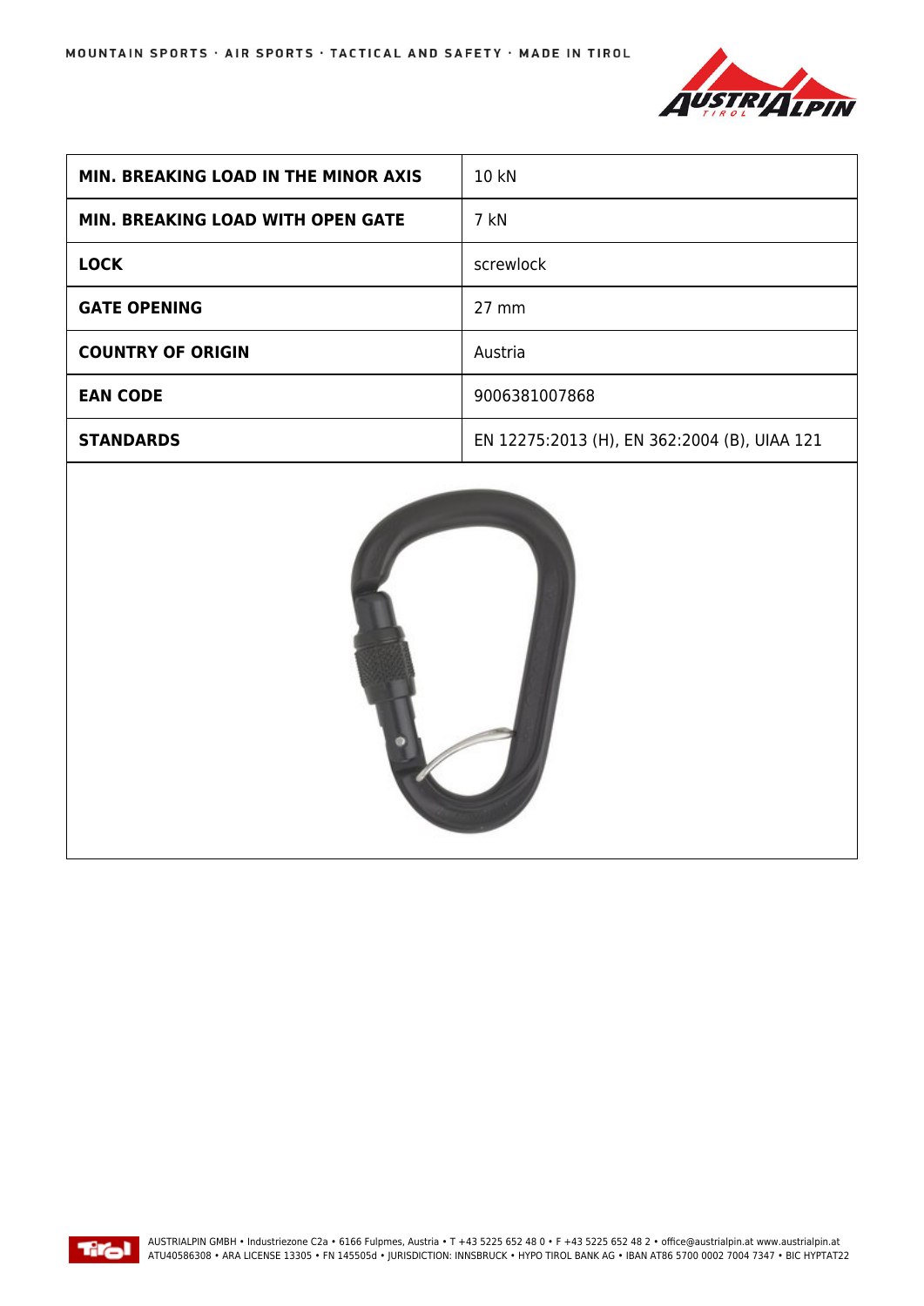| | |
|---|---|
| **MIN. BREAKING LOAD IN THE MINOR AXIS** | 10 kN |
| **MIN. BREAKING LOAD WITH OPEN GATE** | 7 kN |
| **LOCK** | screwlock |
| **GATE OPENING** | 27 mm |
| **COUNTRY OF ORIGIN** | Austria |
| **EAN CODE** | 9006381007868 |
| **STANDARDS** | EN 12275:2013 (H), EN 362:2004 (B), UIAA 121 |